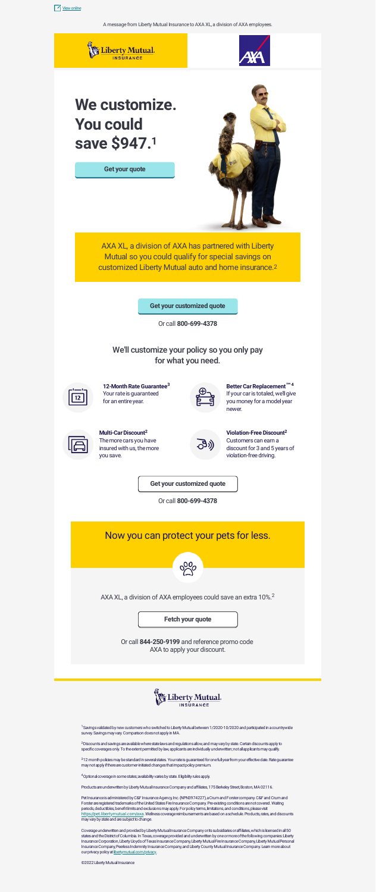View online

A message from Liberty Mutual Insurance to AXA XL, a division of AXA employees.

# We customize. You could save $947.[1]

Get your quote

AXA XL, a division of AXA has partnered with Liberty Mutual so you could qualify for special savings on customized Liberty Mutual auto and home insurance.[2]

**Get your customized quote**

Or call **800-699-4378**

## We'll customize your policy so you only pay for what you need.

**12-Month Rate Guarantee[3]**
Your rate is guaranteed for an entire year.

**Better Car Replacement™[4]**
If your car is totaled, we'll give you money for a model year newer.

**Multi-Car Discount[2]**
The more cars you have insured with us, the more you save.

**Violation-Free Discount[2]**
Customers can earn a discount for 3 and 5 years of violation-free driving.

**Get your customized quote**

Or call **800-699-4378**

## Now you can protect your pets for less.

AXA XL, a division of AXA employees could save an extra 10%.[2]

**Fetch your quote**

Or call **844-250-9199** and reference promo code AXA to apply your discount.

[1] Savings validated by new customers who switched to Liberty Mutual between 1/2020-10/2020 and participated in a countrywide survey. Savings may vary. Comparison does not apply in MA.

[2] Discounts and savings are available where state laws and regulations allow, and may vary by state. Certain discounts apply to specific coverages only. To the extent permitted by law, applicants are individually underwritten; not all applicants may qualify.

[3] 12 month policies may be standard in several states. Your rate is guaranteed for one full year from your effective date. Rate guarantee may not apply if there are customer-initiated changes that impact policy premium.

[4] Optional coverage in some states; availability varies by state. Eligibility rules apply.

Products are underwritten by Liberty Mutual Insurance Company and affiliates, 175 Berkeley Street, Boston, MA 02116.

Pet Insurance is administered by C&F Insurance Agency, Inc. (NPN3974227), a Crum and Forster company. C&F and Crum and Forster are registered trademarks of the United States Fire Insurance Company. Pre-existing conditions are not covered. Waiting periods, deductibles, benefit limits and exclusions may apply. For policy terms, limitations, and conditions, please visit https://pet.libertymutual.com/axa. Wellness coverage reimbursements are based on a schedule. Products, rates, and discounts may vary by state and are subject to change.

Coverage underwritten and provided by Liberty Mutual Insurance Company or its subsidiaries or affiliates, which is licensed in all 50 states and the District of Columbia. In Texas, coverage provided and underwritten by one or more of the following companies: Liberty Insurance Corporation, Liberty Lloyds of Texas Insurance Company, Liberty Mutual Fire Insurance Company, Liberty Mutual Personal Insurance Company, Peerless Indemnity Insurance Company, and Liberty County Mutual Insurance Company. Learn more about our privacy policy at libertymutual.com/privacy.

©2022 Liberty Mutual Insurance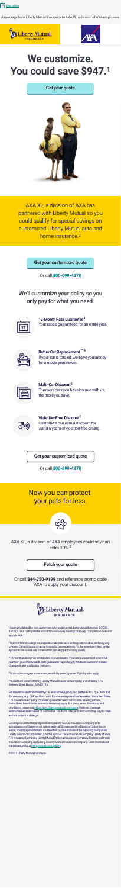View online

A message from Liberty Mutual Insurance to AXA XL, a division of AXA employees.

# We customize. You could save $947.[1]

Get your quote

AXA XL, a division of AXA has partnered with Liberty Mutual so you could qualify for special savings on customized Liberty Mutual auto and home insurance.[2]

Get your customized quote

Or call 800-699-4378

## We'll customize your policy so you only pay for what you need.

**12-Month Rate Guarantee[3]**
Your rate is guaranteed for an entire year.

**Better Car Replacement™[4]**
If your car is totaled, we'll give you money for a model year newer.

**Multi-Car Discount[2]**
The more cars you have insured with us, the more you save.

**Violation-Free Discount[2]**
Customers can earn a discount for 3 and 5 years of violation-free driving.

Get your customized quote

Or call 800-699-4378

## Now you can protect your pets for less.

AXA XL, a division of AXA employees could save an extra 10%.[2]

Fetch your quote

Or call 844-250-9199 and reference promo code AXA to apply your discount.

Liberty Mutual. INSURANCE

[1]Savings validated by new customers who switched to Liberty Mutual between 1/2020-10/2020 and participated in a countrywide survey. Savings may vary. Comparison does not apply in MA.

[2]Discounts and savings are available where state laws and regulations allow, and may vary by state. Certain discounts apply to specific coverages only. To the extent permitted by law, applicants are individually underwritten; not all applicants may qualify.

[3]12 month policies may be standard in several states. Your rate is guaranteed for one full year from your effective date. Rate guarantee may not apply if there are customer-initiated changes that impact policy premium.

[4]Optional coverage in some states; availability varies by state. Eligibility rules apply.

Products are underwritten by Liberty Mutual Insurance Company and affiliates, 175 Berkeley Street, Boston, MA 02116.

Pet insurance is administered by C&F Insurance Agency, Inc. (NPN8974237), a Crum and Forster company. C&F and Crum and Forster are registered trademarks of the United States Fire Insurance Company. Pre-existing conditions are not covered. Waiting periods, deductibles, benefit limits and exclusions may apply. For policy terms, limitations, and conditions, please visit https://pet.libertymutual.com/exas. Wellness coverage reimbursements are based on a schedule. Products, rates, and discounts may vary by state and are subject to change.

Coverage underwritten and provided by Liberty Mutual Insurance Company or its subsidiaries or affiliates, which is licensed in all 50 states and the District of Columbia. In Texas, coverage provided and underwritten by one or more of the following companies: Liberty Insurance Corporation, Liberty Lloyds of Texas Insurance Company, Liberty Mutual Fire Insurance Company, Liberty Mutual Personal Insurance Company, Peerless Indemnity Insurance Company and Liberty County Mutual Insurance Company. Learn more about our privacy policy at libertymutual.com/privacy.

©2022 Liberty Mutual Insurance